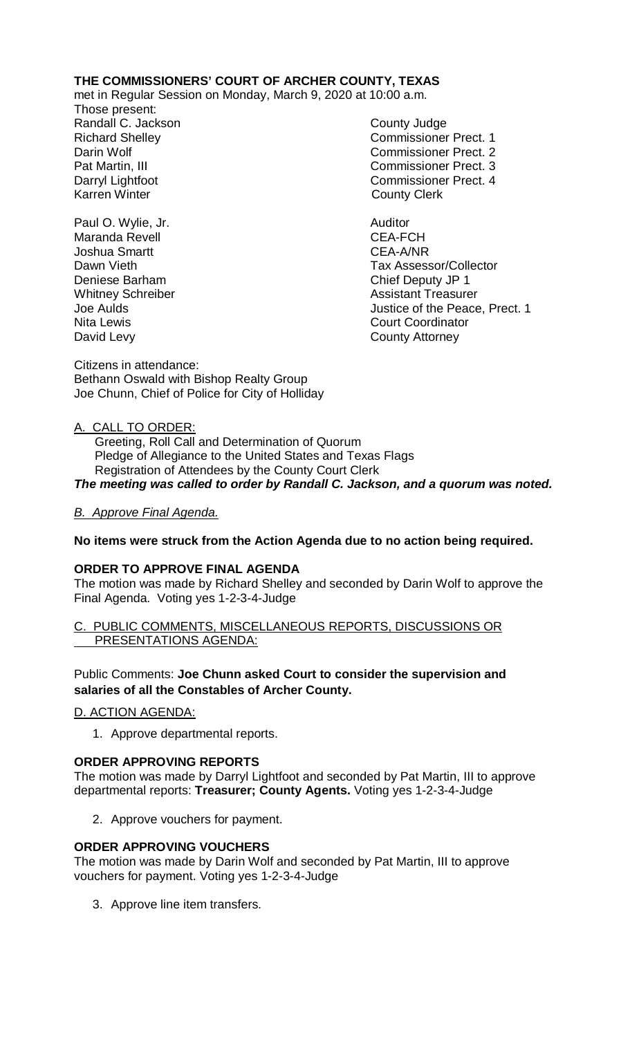**THE COMMISSIONERS' COURT OF ARCHER COUNTY, TEXAS**

met in Regular Session on Monday, March 9, 2020 at 10:00 a.m.

Those present:

| | |
|---|---|
| Randall C. Jackson | County Judge |
| Richard Shelley | Commissioner Prect. 1 |
| Darin Wolf | Commissioner Prect. 2 |
| Pat Martin, III | Commissioner Prect. 3 |
| Darryl Lightfoot | Commissioner Prect. 4 |
| Karren Winter | County Clerk |
| | |
| Paul O. Wylie, Jr. | Auditor |
| Maranda Revell | CEA-FCH |
| Joshua Smartt | CEA-A/NR |
| Dawn Vieth | Tax Assessor/Collector |
| Deniese Barham | Chief Deputy JP 1 |
| Whitney Schreiber | Assistant Treasurer |
| Joe Aulds | Justice of the Peace, Prect. 1 |
| Nita Lewis | Court Coordinator |
| David Levy | County Attorney |

Citizens in attendance:
Bethann Oswald with Bishop Realty Group
Joe Chunn, Chief of Police for City of Holliday

A. CALL TO ORDER:

Greeting, Roll Call and Determination of Quorum
Pledge of Allegiance to the United States and Texas Flags
Registration of Attendees by the County Court Clerk

***The meeting was called to order by Randall C. Jackson, and a quorum was noted.***

*B. Approve Final Agenda.*

**No items were struck from the Action Agenda due to no action being required.**

**ORDER TO APPROVE FINAL AGENDA**

The motion was made by Richard Shelley and seconded by Darin Wolf to approve the Final Agenda. Voting yes 1-2-3-4-Judge

C. PUBLIC COMMENTS, MISCELLANEOUS REPORTS, DISCUSSIONS OR PRESENTATIONS AGENDA:

Public Comments: **Joe Chunn asked Court to consider the supervision and salaries of all the Constables of Archer County.**

D. ACTION AGENDA:

1. Approve departmental reports.

**ORDER APPROVING REPORTS**

The motion was made by Darryl Lightfoot and seconded by Pat Martin, III to approve departmental reports: **Treasurer; County Agents.** Voting yes 1-2-3-4-Judge

2. Approve vouchers for payment.

**ORDER APPROVING VOUCHERS**

The motion was made by Darin Wolf and seconded by Pat Martin, III to approve vouchers for payment. Voting yes 1-2-3-4-Judge

3. Approve line item transfers.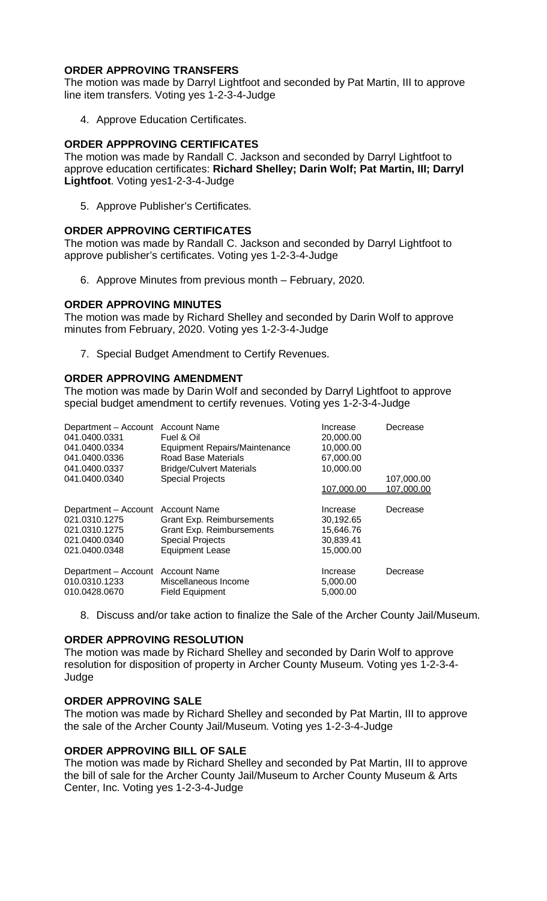**ORDER APPROVING TRANSFERS**

The motion was made by Darryl Lightfoot and seconded by Pat Martin, III to approve line item transfers. Voting yes 1-2-3-4-Judge

4. Approve Education Certificates.

**ORDER APPPROVING CERTIFICATES**

The motion was made by Randall C. Jackson and seconded by Darryl Lightfoot to approve education certificates: **Richard Shelley; Darin Wolf; Pat Martin, III; Darryl Lightfoot**. Voting yes1-2-3-4-Judge

5. Approve Publisher's Certificates.

**ORDER APPROVING CERTIFICATES**

The motion was made by Randall C. Jackson and seconded by Darryl Lightfoot to approve publisher's certificates. Voting yes 1-2-3-4-Judge

6. Approve Minutes from previous month – February, 2020.

**ORDER APPROVING MINUTES**

The motion was made by Richard Shelley and seconded by Darin Wolf to approve minutes from February, 2020. Voting yes 1-2-3-4-Judge

7. Special Budget Amendment to Certify Revenues.

**ORDER APPROVING AMENDMENT**

The motion was made by Darin Wolf and seconded by Darryl Lightfoot to approve special budget amendment to certify revenues. Voting yes 1-2-3-4-Judge

| Department – Account | Account Name | Increase | Decrease |
|---|---|---|---|
| 041.0400.0331 | Fuel & Oil | 20,000.00 | |
| 041.0400.0334 | Equipment Repairs/Maintenance | 10,000.00 | |
| 041.0400.0336 | Road Base Materials | 67,000.00 | |
| 041.0400.0337 | Bridge/Culvert Materials | 10,000.00 | |
| 041.0400.0340 | Special Projects | | 107,000.00 |
| | | 107,000.00 | 107,000.00 |

| Department – Account | Account Name | Increase | Decrease |
|---|---|---|---|
| 021.0310.1275 | Grant Exp. Reimbursements | 30,192.65 | |
| 021.0310.1275 | Grant Exp. Reimbursements | 15,646.76 | |
| 021.0400.0340 | Special Projects | 30,839.41 | |
| 021.0400.0348 | Equipment Lease | 15,000.00 | |

| Department – Account | Account Name | Increase | Decrease |
|---|---|---|---|
| 010.0310.1233 | Miscellaneous Income | 5,000.00 | |
| 010.0428.0670 | Field Equipment | 5,000.00 | |

8. Discuss and/or take action to finalize the Sale of the Archer County Jail/Museum.

**ORDER APPROVING RESOLUTION**

The motion was made by Richard Shelley and seconded by Darin Wolf to approve resolution for disposition of property in Archer County Museum. Voting yes 1-2-3-4-Judge

**ORDER APPROVING SALE**

The motion was made by Richard Shelley and seconded by Pat Martin, III to approve the sale of the Archer County Jail/Museum. Voting yes 1-2-3-4-Judge

**ORDER APPROVING BILL OF SALE**

The motion was made by Richard Shelley and seconded by Pat Martin, III to approve the bill of sale for the Archer County Jail/Museum to Archer County Museum & Arts Center, Inc. Voting yes 1-2-3-4-Judge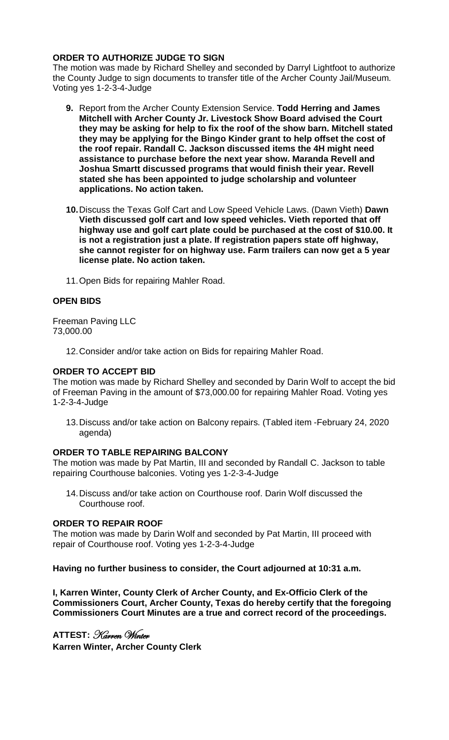**ORDER TO AUTHORIZE JUDGE TO SIGN**

The motion was made by Richard Shelley and seconded by Darryl Lightfoot to authorize the County Judge to sign documents to transfer title of the Archer County Jail/Museum. Voting yes 1-2-3-4-Judge

9. Report from the Archer County Extension Service. **Todd Herring and James Mitchell with Archer County Jr. Livestock Show Board advised the Court they may be asking for help to fix the roof of the show barn. Mitchell stated they may be applying for the Bingo Kinder grant to help offset the cost of the roof repair. Randall C. Jackson discussed items the 4H might need assistance to purchase before the next year show. Maranda Revell and Joshua Smartt discussed programs that would finish their year. Revell stated she has been appointed to judge scholarship and volunteer applications. No action taken.**

10. Discuss the Texas Golf Cart and Low Speed Vehicle Laws. (Dawn Vieth) **Dawn Vieth discussed golf cart and low speed vehicles. Vieth reported that off highway use and golf cart plate could be purchased at the cost of $10.00. It is not a registration just a plate. If registration papers state off highway, she cannot register for on highway use. Farm trailers can now get a 5 year license plate. No action taken.**

11. Open Bids for repairing Mahler Road.

**OPEN BIDS**

Freeman Paving LLC
73,000.00

12. Consider and/or take action on Bids for repairing Mahler Road.

**ORDER TO ACCEPT BID**

The motion was made by Richard Shelley and seconded by Darin Wolf to accept the bid of Freeman Paving in the amount of $73,000.00 for repairing Mahler Road. Voting yes 1-2-3-4-Judge

13. Discuss and/or take action on Balcony repairs. (Tabled item -February 24, 2020 agenda)

**ORDER TO TABLE REPAIRING BALCONY**

The motion was made by Pat Martin, III and seconded by Randall C. Jackson to table repairing Courthouse balconies. Voting yes 1-2-3-4-Judge

14. Discuss and/or take action on Courthouse roof. Darin Wolf discussed the Courthouse roof.

**ORDER TO REPAIR ROOF**

The motion was made by Darin Wolf and seconded by Pat Martin, III proceed with repair of Courthouse roof. Voting yes 1-2-3-4-Judge

**Having no further business to consider, the Court adjourned at 10:31 a.m.**

**I, Karren Winter, County Clerk of Archer County, and Ex-Officio Clerk of the Commissioners Court, Archer County, Texas do hereby certify that the foregoing Commissioners Court Minutes are a true and correct record of the proceedings.**

**ATTEST:** *Karren Winter*
**Karren Winter, Archer County Clerk**